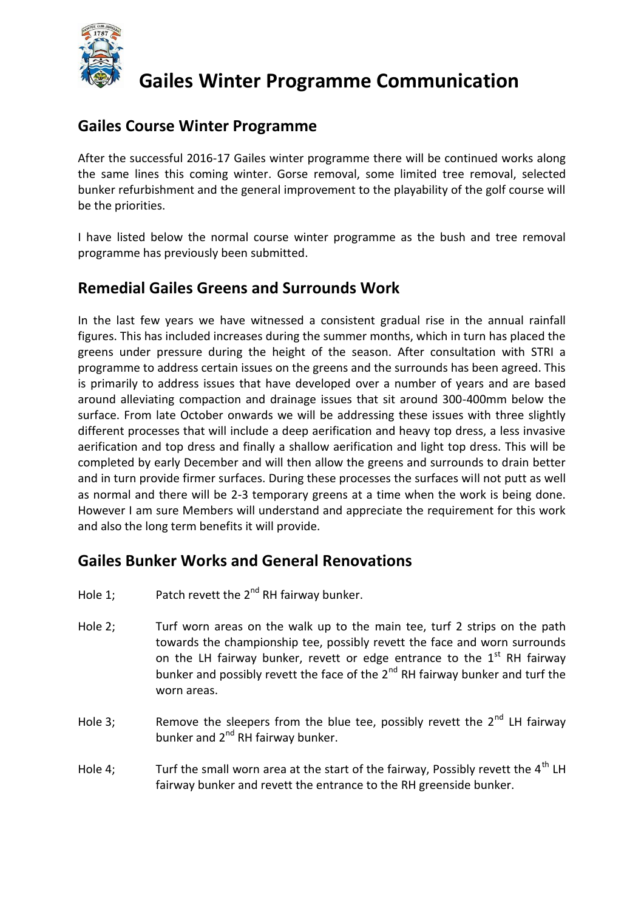# Gailes Winter Programme Communication

## Gailes Course Winter Programme

After the successful 2016-17 Gailes winter programme there will be continued works along the same lines this coming winter. Gorse removal, some limited tree removal, selected bunker refurbishment and the general improvement to the playability of the golf course will be the priorities.

I have listed below the normal course winter programme as the bush and tree removal programme has previously been submitted.

## Remedial Gailes Greens and Surrounds Work

In the last few years we have witnessed a consistent gradual rise in the annual rainfall figures. This has included increases during the summer months, which in turn has placed the greens under pressure during the height of the season. After consultation with STRI a programme to address certain issues on the greens and the surrounds has been agreed. This is primarily to address issues that have developed over a number of years and are based around alleviating compaction and drainage issues that sit around 300-400mm below the surface. From late October onwards we will be addressing these issues with three slightly different processes that will include a deep aerification and heavy top dress, a less invasive aerification and top dress and finally a shallow aerification and light top dress. This will be completed by early December and will then allow the greens and surrounds to drain better and in turn provide firmer surfaces. During these processes the surfaces will not putt as well as normal and there will be 2-3 temporary greens at a time when the work is being done. However I am sure Members will understand and appreciate the requirement for this work and also the long term benefits it will provide.

## Gailes Bunker Works and General Renovations

Hole 1; Patch revett the 2nd RH fairway bunker.

Hole 2; Turf worn areas on the walk up to the main tee, turf 2 strips on the path towards the championship tee, possibly revett the face and worn surrounds on the LH fairway bunker, revett or edge entrance to the 1st RH fairway bunker and possibly revett the face of the 2nd RH fairway bunker and turf the worn areas.

Hole 3; Remove the sleepers from the blue tee, possibly revett the 2nd LH fairway bunker and 2nd RH fairway bunker.

Hole 4; Turf the small worn area at the start of the fairway, Possibly revett the 4th LH fairway bunker and revett the entrance to the RH greenside bunker.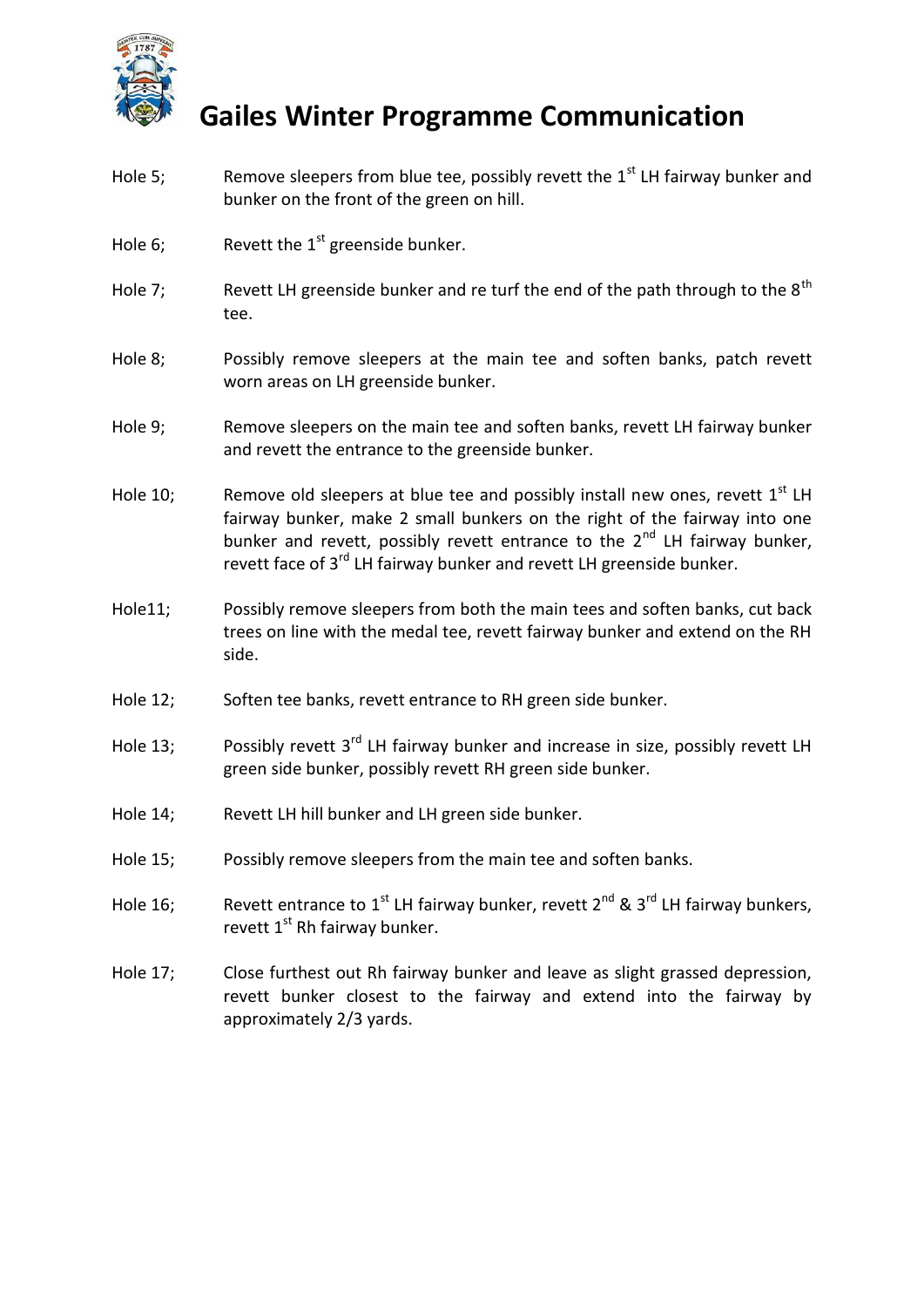# Gailes Winter Programme Communication

Hole 5; Remove sleepers from blue tee, possibly revett the 1st LH fairway bunker and bunker on the front of the green on hill.

Hole 6; Revett the 1st greenside bunker.

Hole 7; Revett LH greenside bunker and re turf the end of the path through to the 8th tee.

Hole 8; Possibly remove sleepers at the main tee and soften banks, patch revett worn areas on LH greenside bunker.

Hole 9; Remove sleepers on the main tee and soften banks, revett LH fairway bunker and revett the entrance to the greenside bunker.

Hole 10; Remove old sleepers at blue tee and possibly install new ones, revett 1st LH fairway bunker, make 2 small bunkers on the right of the fairway into one bunker and revett, possibly revett entrance to the 2nd LH fairway bunker, revett face of 3rd LH fairway bunker and revett LH greenside bunker.

Hole11; Possibly remove sleepers from both the main tees and soften banks, cut back trees on line with the medal tee, revett fairway bunker and extend on the RH side.

Hole 12; Soften tee banks, revett entrance to RH green side bunker.

Hole 13; Possibly revett 3rd LH fairway bunker and increase in size, possibly revett LH green side bunker, possibly revett RH green side bunker.

Hole 14; Revett LH hill bunker and LH green side bunker.

Hole 15; Possibly remove sleepers from the main tee and soften banks.

Hole 16; Revett entrance to 1st LH fairway bunker, revett 2nd & 3rd LH fairway bunkers, revett 1st Rh fairway bunker.

Hole 17; Close furthest out Rh fairway bunker and leave as slight grassed depression, revett bunker closest to the fairway and extend into the fairway by approximately 2/3 yards.